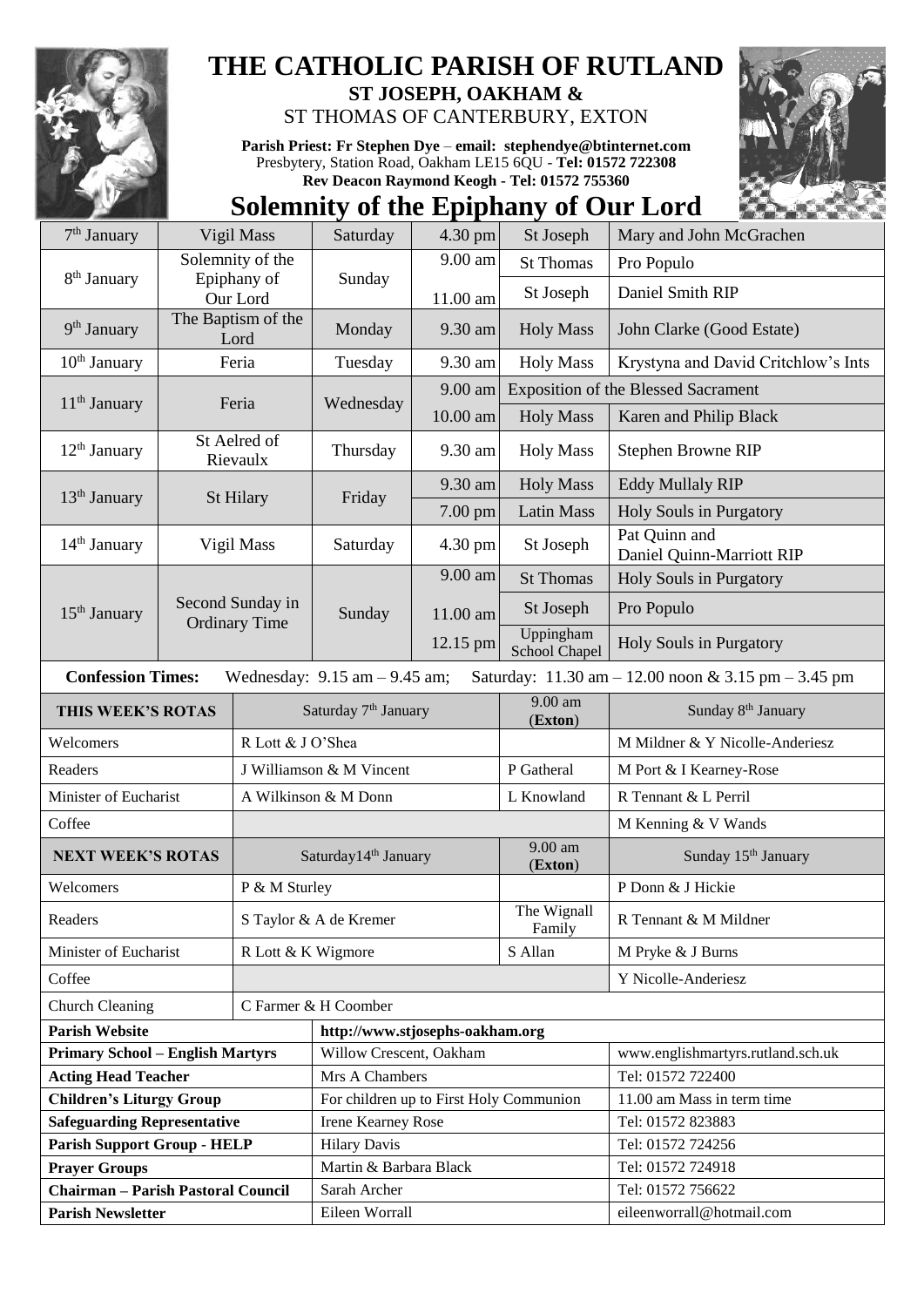# THE CATHOLIC PARISH OF RUTLAND

## ST JOSEPH, OAKHAM &

## ST THOMAS OF CANTERBURY, EXTON

**Parish Priest: Fr Stephen Dye** – **email: stephendye@btinternet.com**
Presbytery, Station Road, Oakham LE15 6QU - **Tel: 01572 722308**
**Rev Deacon Raymond Keogh - Tel: 01572 755360**

# Solemnity of the Epiphany of Our Lord

| Date | Occasion | Day | Time | Location | Intention |
|---|---|---|---|---|---|
| 7th January | Vigil Mass | Saturday | 4.30 pm | St Joseph | Mary and John McGrachen |
| 8th January | Solemnity of the Epiphany of Our Lord | Sunday | 9.00 am | St Thomas | Pro Populo |
| | | | 11.00 am | St Joseph | Daniel Smith RIP |
| 9th January | The Baptism of the Lord | Monday | 9.30 am | Holy Mass | John Clarke (Good Estate) |
| 10th January | Feria | Tuesday | 9.30 am | Holy Mass | Krystyna and David Critchlow's Ints |
| 11th January | Feria | Wednesday | 9.00 am | Exposition of the Blessed Sacrament | |
| | | | 10.00 am | Holy Mass | Karen and Philip Black |
| 12th January | St Aelred of Rievaulx | Thursday | 9.30 am | Holy Mass | Stephen Browne RIP |
| 13th January | St Hilary | Friday | 9.30 am | Holy Mass | Eddy Mullaly RIP |
| | | | 7.00 pm | Latin Mass | Holy Souls in Purgatory |
| 14th January | Vigil Mass | Saturday | 4.30 pm | St Joseph | Pat Quinn and Daniel Quinn-Marriott RIP |
| 15th January | Second Sunday in Ordinary Time | Sunday | 9.00 am | St Thomas | Holy Souls in Purgatory |
| | | | 11.00 am | St Joseph | Pro Populo |
| | | | 12.15 pm | Uppingham School Chapel | Holy Souls in Purgatory |

**Confession Times:** Wednesday: 9.15 am – 9.45 am; Saturday: 11.30 am – 12.00 noon & 3.15 pm – 3.45 pm

| THIS WEEK'S ROTAS | Saturday 7th January | 9.00 am (Exton) | Sunday 8th January |
|---|---|---|---|
| Welcomers | R Lott & J O'Shea | | M Mildner & Y Nicolle-Anderiesz |
| Readers | J Williamson & M Vincent | P Gatheral | M Port & I Kearney-Rose |
| Minister of Eucharist | A Wilkinson & M Donn | L Knowland | R Tennant & L Perril |
| Coffee | | | M Kenning & V Wands |
| **NEXT WEEK'S ROTAS** | **Saturday14th January** | **9.00 am (Exton)** | **Sunday 15th January** |
| Welcomers | P & M Sturley | | P Donn & J Hickie |
| Readers | S Taylor & A de Kremer | The Wignall Family | R Tennant & M Mildner |
| Minister of Eucharist | R Lott & K Wigmore | S Allan | M Pryke & J Burns |
| Coffee | | | Y Nicolle-Anderiesz |
| Church Cleaning | C Farmer & H Coomber | | |

| | | |
|---|---|---|
| **Parish Website** | http://www.stjosephs-oakham.org | |
| **Primary School – English Martyrs** | Willow Crescent, Oakham | www.englishmartyrs.rutland.sch.uk |
| **Acting Head Teacher** | Mrs A Chambers | Tel: 01572 722400 |
| **Children's Liturgy Group** | For children up to First Holy Communion | 11.00 am Mass in term time |
| **Safeguarding Representative** | Irene Kearney Rose | Tel: 01572 823883 |
| **Parish Support Group - HELP** | Hilary Davis | Tel: 01572 724256 |
| **Prayer Groups** | Martin & Barbara Black | Tel: 01572 724918 |
| **Chairman – Parish Pastoral Council** | Sarah Archer | Tel: 01572 756622 |
| **Parish Newsletter** | Eileen Worrall | eileenworrall@hotmail.com |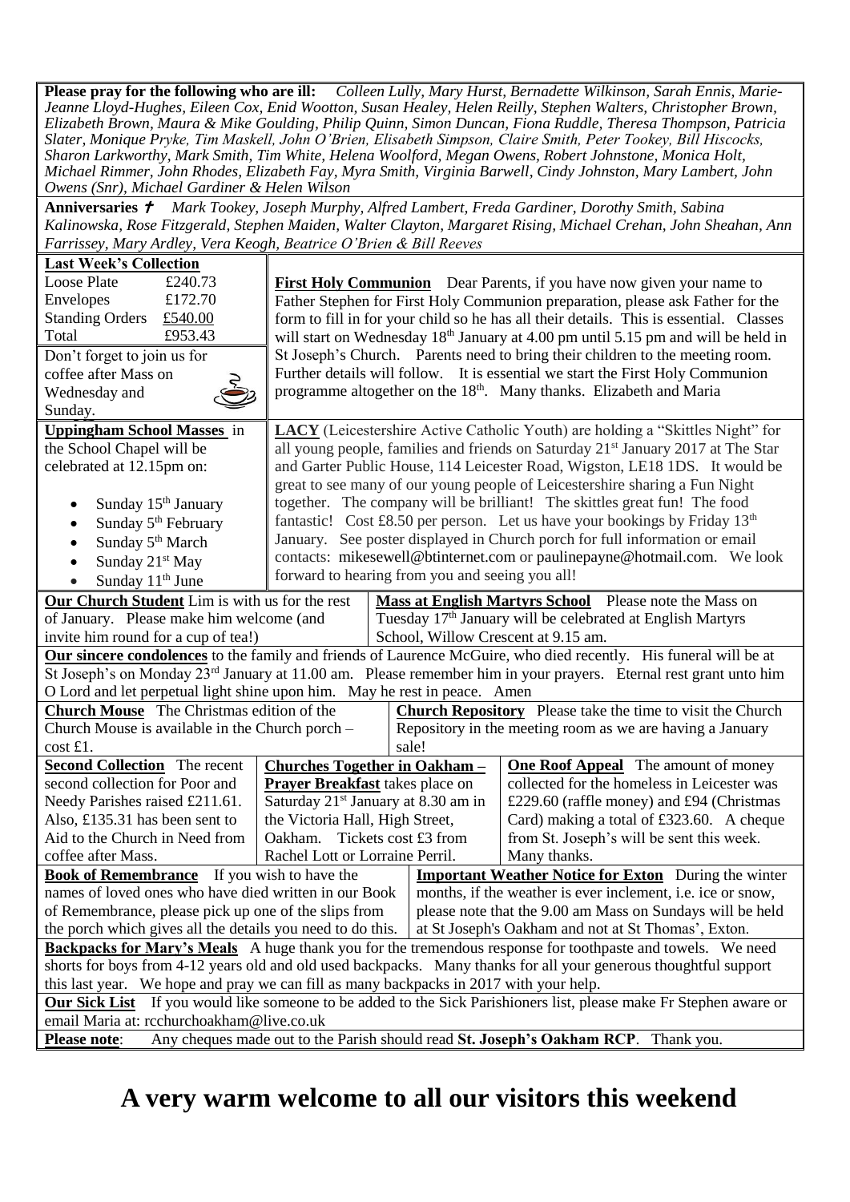**Please pray for the following who are ill:** *Colleen Lully, Mary Hurst, Bernadette Wilkinson, Sarah Ennis, Marie-Jeanne Lloyd-Hughes, Eileen Cox, Enid Wootton, Susan Healey, Helen Reilly, Stephen Walters, Christopher Brown, Elizabeth Brown, Maura & Mike Goulding, Philip Quinn, Simon Duncan, Fiona Ruddle, Theresa Thompson, Patricia Slater, Monique Pryke, Tim Maskell, John O'Brien, Elisabeth Simpson, Claire Smith, Peter Tookey, Bill Hiscocks, Sharon Larkworthy, Mark Smith, Tim White, Helena Woolford, Megan Owens, Robert Johnstone, Monica Holt, Michael Rimmer, John Rhodes, Elizabeth Fay, Myra Smith, Virginia Barwell, Cindy Johnston, Mary Lambert, John Owens (Snr), Michael Gardiner & Helen Wilson*

**Anniversaries** † *Mark Tookey, Joseph Murphy, Alfred Lambert, Freda Gardiner, Dorothy Smith, Sabina Kalinowska, Rose Fitzgerald, Stephen Maiden, Walter Clayton, Margaret Rising, Michael Crehan, John Sheahan, Ann Farrissey, Mary Ardley, Vera Keogh, Beatrice O'Brien & Bill Reeves*

**Last Week's Collection**

| | |
|---|---|
| Loose Plate | £240.73 |
| Envelopes | £172.70 |
| Standing Orders | £540.00 |
| Total | £953.43 |

Don't forget to join us for coffee after Mass on Wednesday and Sunday.

**First Holy Communion** Dear Parents, if you have now given your name to Father Stephen for First Holy Communion preparation, please ask Father for the form to fill in for your child so he has all their details. This is essential. Classes will start on Wednesday 18th January at 4.00 pm until 5.15 pm and will be held in St Joseph's Church. Parents need to bring their children to the meeting room. Further details will follow. It is essential we start the First Holy Communion programme altogether on the 18th. Many thanks. Elizabeth and Maria

**Uppingham School Masses** in the School Chapel will be celebrated at 12.15pm on:

- Sunday 15th January
- Sunday 5th February
- Sunday 5th March
- Sunday 21st May
- Sunday 11th June

**LACY** (Leicestershire Active Catholic Youth) are holding a "Skittles Night" for all young people, families and friends on Saturday 21st January 2017 at The Star and Garter Public House, 114 Leicester Road, Wigston, LE18 1DS. It would be great to see many of our young people of Leicestershire sharing a Fun Night together. The company will be brilliant! The skittles great fun! The food fantastic! Cost £8.50 per person. Let us have your bookings by Friday 13th January. See poster displayed in Church porch for full information or email contacts: mikesewell@btinternet.com or paulinepayne@hotmail.com. We look forward to hearing from you and seeing you all!

**Our Church Student** Lim is with us for the rest of January. Please make him welcome (and invite him round for a cup of tea!)

**Mass at English Martyrs School** Please note the Mass on Tuesday 17th January will be celebrated at English Martyrs School, Willow Crescent at 9.15 am.

**Our sincere condolences** to the family and friends of Laurence McGuire, who died recently. His funeral will be at St Joseph's on Monday 23rd January at 11.00 am. Please remember him in your prayers. Eternal rest grant unto him O Lord and let perpetual light shine upon him. May he rest in peace. Amen

**Church Mouse** The Christmas edition of the Church Mouse is available in the Church porch – cost £1.

**Church Repository** Please take the time to visit the Church Repository in the meeting room as we are having a January sale!

**Second Collection** The recent second collection for Poor and Needy Parishes raised £211.61. Also, £135.31 has been sent to Aid to the Church in Need from coffee after Mass.

**Churches Together in Oakham – Prayer Breakfast** takes place on Saturday 21st January at 8.30 am in the Victoria Hall, High Street, Oakham. Tickets cost £3 from Rachel Lott or Lorraine Perril.

**One Roof Appeal** The amount of money collected for the homeless in Leicester was £229.60 (raffle money) and £94 (Christmas Card) making a total of £323.60. A cheque from St. Joseph's will be sent this week. Many thanks.

**Book of Remembrance** If you wish to have the names of loved ones who have died written in our Book of Remembrance, please pick up one of the slips from the porch which gives all the details you need to do this.

**Important Weather Notice for Exton** During the winter months, if the weather is ever inclement, i.e. ice or snow, please note that the 9.00 am Mass on Sundays will be held at St Joseph's Oakham and not at St Thomas', Exton.

**Backpacks for Mary's Meals** A huge thank you for the tremendous response for toothpaste and towels. We need shorts for boys from 4-12 years old and old used backpacks. Many thanks for all your generous thoughtful support this last year. We hope and pray we can fill as many backpacks in 2017 with your help.

**Our Sick List** If you would like someone to be added to the Sick Parishioners list, please make Fr Stephen aware or email Maria at: rcchurchoakham@live.co.uk

**Please note**: Any cheques made out to the Parish should read **St. Joseph's Oakham RCP**. Thank you.

# A very warm welcome to all our visitors this weekend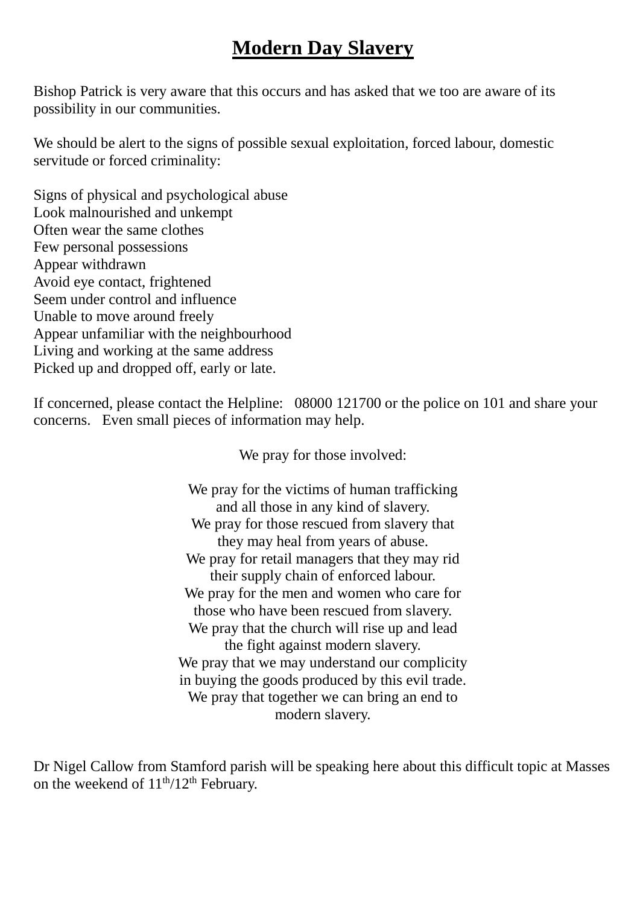# **Modern Day Slavery**

Bishop Patrick is very aware that this occurs and has asked that we too are aware of its possibility in our communities.

We should be alert to the signs of possible sexual exploitation, forced labour, domestic servitude or forced criminality:

Signs of physical and psychological abuse
Look malnourished and unkempt
Often wear the same clothes
Few personal possessions
Appear withdrawn
Avoid eye contact, frightened
Seem under control and influence
Unable to move around freely
Appear unfamiliar with the neighbourhood
Living and working at the same address
Picked up and dropped off, early or late.

If concerned, please contact the Helpline: 08000 121700 or the police on 101 and share your concerns. Even small pieces of information may help.

We pray for those involved:

We pray for the victims of human trafficking
and all those in any kind of slavery.
We pray for those rescued from slavery that
they may heal from years of abuse.
We pray for retail managers that they may rid
their supply chain of enforced labour.
We pray for the men and women who care for
those who have been rescued from slavery.
We pray that the church will rise up and lead
the fight against modern slavery.
We pray that we may understand our complicity
in buying the goods produced by this evil trade.
We pray that together we can bring an end to
modern slavery.

Dr Nigel Callow from Stamford parish will be speaking here about this difficult topic at Masses on the weekend of 11th/12th February.